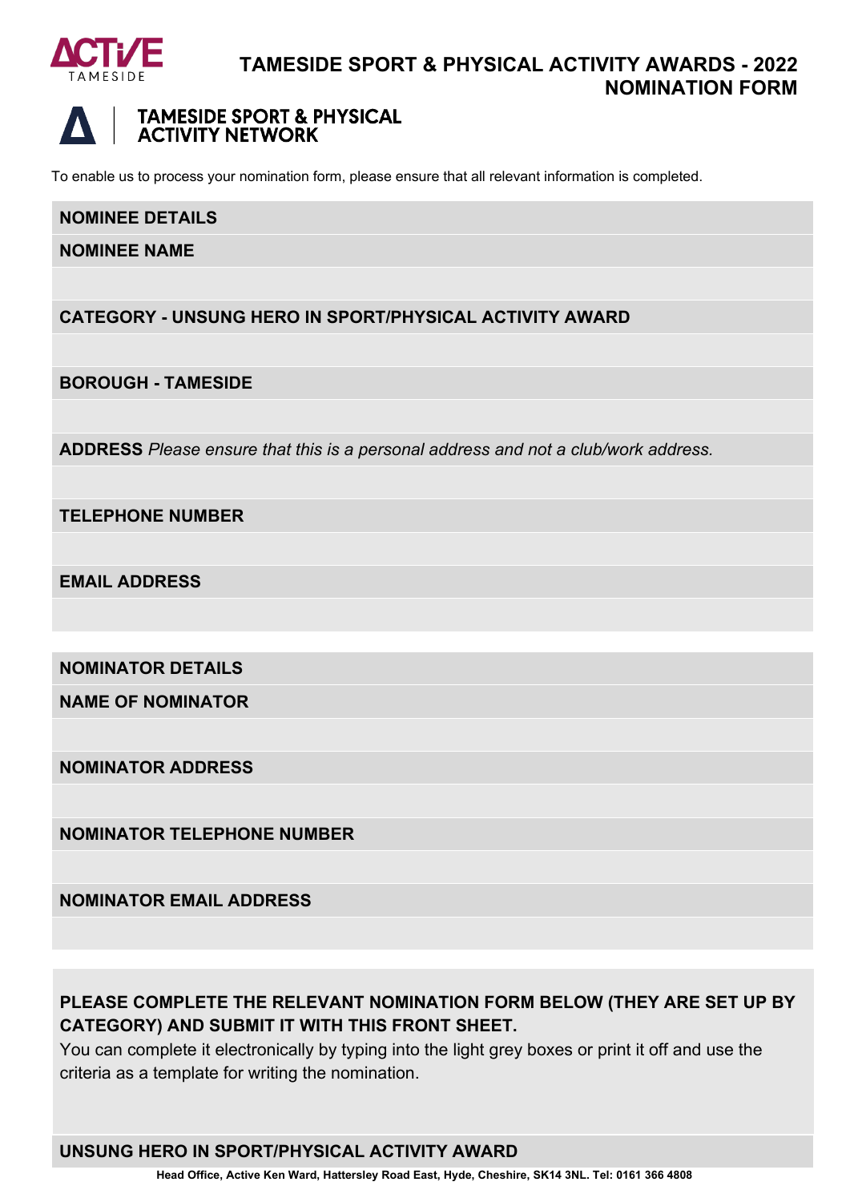# TAMESIDE SPORT & PHYSICAL ACTIVITY AWARDS - 2022 NOMINATION FORM

**TAMESIDE SPORT & PHYSICAL ACTIVITY NETWORK**

To enable us to process your nomination form, please ensure that all relevant information is completed.

## NOMINEE DETAILS

**NOMINEE NAME**

**CATEGORY - UNSUNG HERO IN SPORT/PHYSICAL ACTIVITY AWARD**

**BOROUGH - TAMESIDE**

**ADDRESS** *Please ensure that this is a personal address and not a club/work address.*

**TELEPHONE NUMBER**

**EMAIL ADDRESS**

## NOMINATOR DETAILS

**NAME OF NOMINATOR**

**NOMINATOR ADDRESS**

**NOMINATOR TELEPHONE NUMBER**

**NOMINATOR EMAIL ADDRESS**

**PLEASE COMPLETE THE RELEVANT NOMINATION FORM BELOW (THEY ARE SET UP BY CATEGORY) AND SUBMIT IT WITH THIS FRONT SHEET.**

You can complete it electronically by typing into the light grey boxes or print it off and use the criteria as a template for writing the nomination.

## UNSUNG HERO IN SPORT/PHYSICAL ACTIVITY AWARD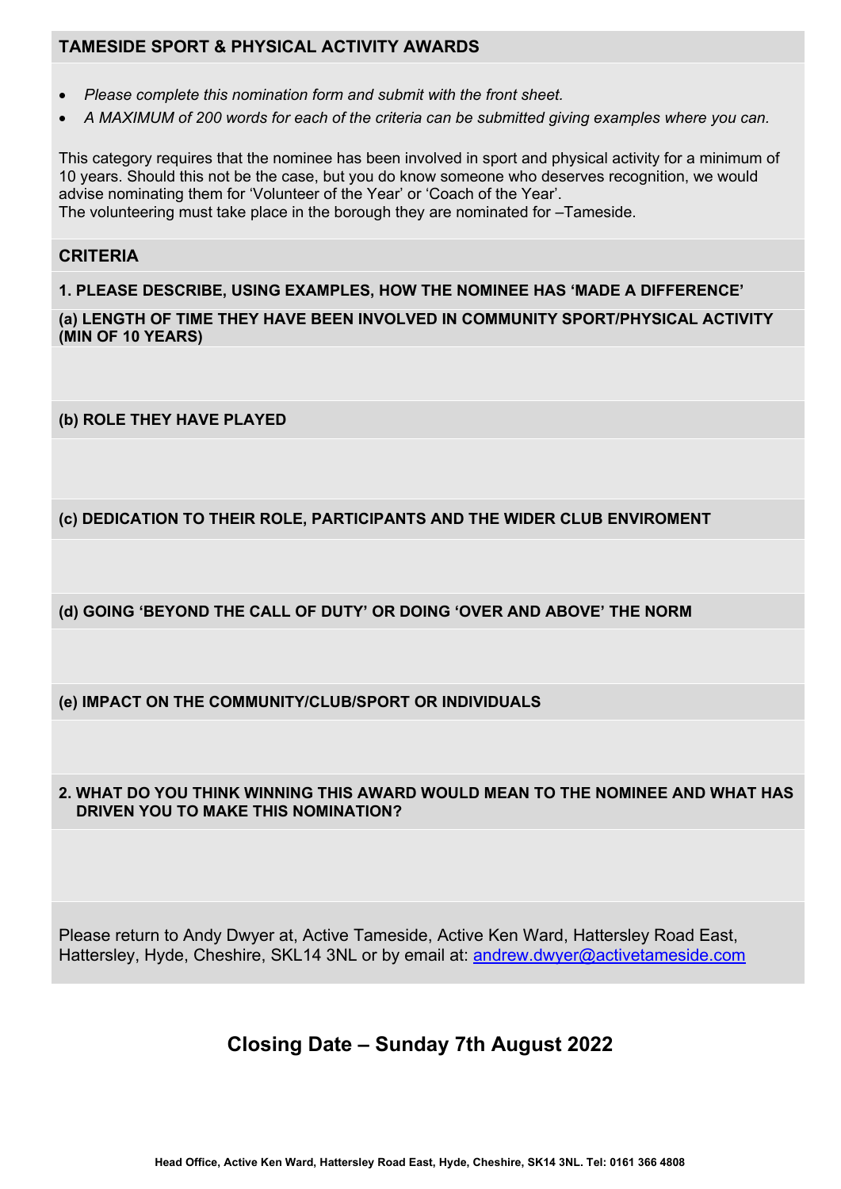## TAMESIDE SPORT & PHYSICAL ACTIVITY AWARDS

- *Please complete this nomination form and submit with the front sheet.*
- *A MAXIMUM of 200 words for each of the criteria can be submitted giving examples where you can.*

This category requires that the nominee has been involved in sport and physical activity for a minimum of 10 years. Should this not be the case, but you do know someone who deserves recognition, we would advise nominating them for 'Volunteer of the Year' or 'Coach of the Year'.
The volunteering must take place in the borough they are nominated for –Tameside.

## CRITERIA

**1. PLEASE DESCRIBE, USING EXAMPLES, HOW THE NOMINEE HAS 'MADE A DIFFERENCE'**

**(a) LENGTH OF TIME THEY HAVE BEEN INVOLVED IN COMMUNITY SPORT/PHYSICAL ACTIVITY (MIN OF 10 YEARS)**

**(b) ROLE THEY HAVE PLAYED**

**(c) DEDICATION TO THEIR ROLE, PARTICIPANTS AND THE WIDER CLUB ENVIROMENT**

**(d) GOING 'BEYOND THE CALL OF DUTY' OR DOING 'OVER AND ABOVE' THE NORM**

**(e) IMPACT ON THE COMMUNITY/CLUB/SPORT OR INDIVIDUALS**

**2. WHAT DO YOU THINK WINNING THIS AWARD WOULD MEAN TO THE NOMINEE AND WHAT HAS DRIVEN YOU TO MAKE THIS NOMINATION?**

Please return to Andy Dwyer at, Active Tameside, Active Ken Ward, Hattersley Road East, Hattersley, Hyde, Cheshire, SKL14 3NL or by email at: andrew.dwyer@activetameside.com

## Closing Date – Sunday 7th August 2022

**Head Office, Active Ken Ward, Hattersley Road East, Hyde, Cheshire, SK14 3NL. Tel: 0161 366 4808**